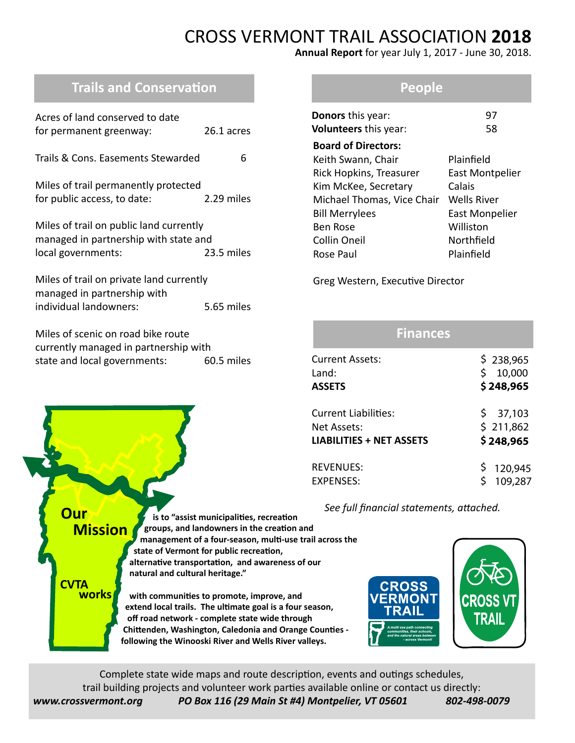# CROSS VERMONT TRAIL ASSOCIATION **2018**

**Annual Report** for year July 1, 2017 - June 30, 2018.

## Trails and Conservation

| | |
|---|---|
| Acres of land conserved to date for permanent greenway: | 26.1 acres |
| Trails & Cons. Easements Stewarded | 6 |
| Miles of trail permanently protected for public access, to date: | 2.29 miles |
| Miles of trail on public land currently managed in partnership with state and local governments: | 23.5 miles |
| Miles of trail on private land currently managed in partnership with individual landowners: | 5.65 miles |
| Miles of scenic on road bike route currently managed in partnership with state and local governments: | 60.5 miles |

## People

**Donors** this year: 97

**Volunteers** this year: 58

**Board of Directors:**

| | |
|---|---|
| Keith Swann, Chair | Plainfield |
| Rick Hopkins, Treasurer | East Montpelier |
| Kim McKee, Secretary | Calais |
| Michael Thomas, Vice Chair | Wells River |
| Bill Merrylees | East Monpelier |
| Ben Rose | Williston |
| Collin Oneil | Northfield |
| Rose Paul | Plainfield |

Greg Western, Executive Director

## Finances

| | |
|---|---|
| Current Assets: | $ 238,965 |
| Land: | $ 10,000 |
| **ASSETS** | **$ 248,965** |
| Current Liabilities: | $ 37,103 |
| Net Assets: | $ 211,862 |
| **LIABILITIES + NET ASSETS** | **$ 248,965** |
| REVENUES: | $ 120,945 |
| EXPENSES: | $ 109,287 |

*See full financial statements, attached.*

**Our Mission** is to "assist municipalities, recreation groups, and landowners in the creation and management of a four-season, multi-use trail across the state of Vermont for public recreation, alternative transportation, and awareness of our natural and cultural heritage."

**CVTA works** with communities to promote, improve, and extend local trails. The ultimate goal is a four season, off road network - complete state wide through Chittenden, Washington, Caledonia and Orange Counties - following the Winooski River and Wells River valleys.

CROSS VERMONT TRAIL

A multi use path connecting communities, their schools, and the natural areas between - across Vermont!

CROSS VT TRAIL

Complete state wide maps and route description, events and outings schedules, trail building projects and volunteer work parties available online or contact us directly:

*www.crossvermont.org* *PO Box 116 (29 Main St #4) Montpelier, VT 05601* *802-498-0079*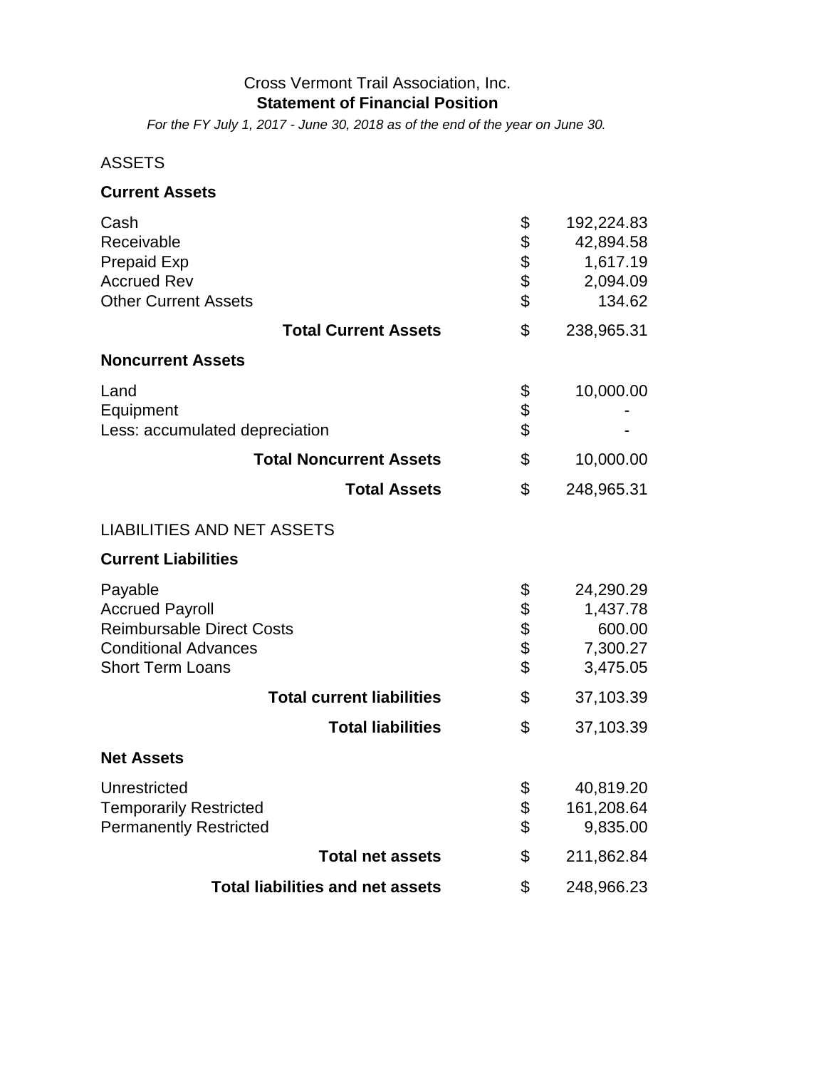Cross Vermont Trail Association, Inc.

**Statement of Financial Position**

*For the FY July 1, 2017 - June 30, 2018 as of the end of the year on June 30.*

ASSETS

**Current Assets**

| | | |
|---|---|---|
| Cash | $ | 192,224.83 |
| Receivable | $ | 42,894.58 |
| Prepaid Exp | $ | 1,617.19 |
| Accrued Rev | $ | 2,094.09 |
| Other Current Assets | $ | 134.62 |
| **Total Current Assets** | $ | 238,965.31 |

**Noncurrent Assets**

| | | |
|---|---|---|
| Land | $ | 10,000.00 |
| Equipment | $ | - |
| Less: accumulated depreciation | $ | - |
| **Total Noncurrent Assets** | $ | 10,000.00 |
| **Total Assets** | $ | 248,965.31 |

LIABILITIES AND NET ASSETS

**Current Liabilities**

| | | |
|---|---|---|
| Payable | $ | 24,290.29 |
| Accrued Payroll | $ | 1,437.78 |
| Reimbursable Direct Costs | $ | 600.00 |
| Conditional Advances | $ | 7,300.27 |
| Short Term Loans | $ | 3,475.05 |
| **Total current liabilities** | $ | 37,103.39 |
| **Total liabilities** | $ | 37,103.39 |

**Net Assets**

| | | |
|---|---|---|
| Unrestricted | $ | 40,819.20 |
| Temporarily Restricted | $ | 161,208.64 |
| Permanently Restricted | $ | 9,835.00 |
| **Total net assets** | $ | 211,862.84 |
| **Total liabilities and net assets** | $ | 248,966.23 |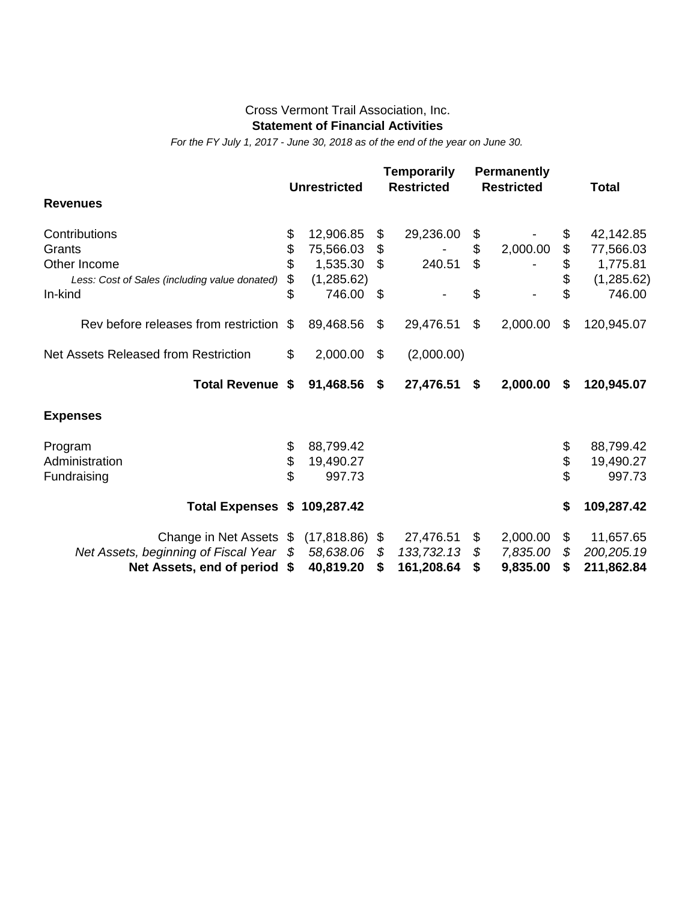Cross Vermont Trail Association, Inc.

**Statement of Financial Activities**

*For the FY July 1, 2017 - June 30, 2018 as of the end of the year on June 30.*

| | Unrestricted | Temporarily Restricted | Permanently Restricted | Total |
|---|---|---|---|---|
| **Revenues** | | | | |
| Contributions | $ 12,906.85 | $ 29,236.00 | $ - | $ 42,142.85 |
| Grants | $ 75,566.03 | $ - | $ 2,000.00 | $ 77,566.03 |
| Other Income | $ 1,535.30 | $ 240.51 | $ - | $ 1,775.81 |
| *Less: Cost of Sales (including value donated)* | $ (1,285.62) | | | $ (1,285.62) |
| In-kind | $ 746.00 | $ - | $ - | $ 746.00 |
| Rev before releases from restriction | $ 89,468.56 | $ 29,476.51 | $ 2,000.00 | $ 120,945.07 |
| Net Assets Released from Restriction | $ 2,000.00 | $ (2,000.00) | | |
| **Total Revenue** | **$ 91,468.56** | **$ 27,476.51** | **$ 2,000.00** | **$ 120,945.07** |
| **Expenses** | | | | |
| Program | $ 88,799.42 | | | $ 88,799.42 |
| Administration | $ 19,490.27 | | | $ 19,490.27 |
| Fundraising | $ 997.73 | | | $ 997.73 |
| **Total Expenses** | **$ 109,287.42** | | | **$ 109,287.42** |
| Change in Net Assets | $ (17,818.86) | $ 27,476.51 | $ 2,000.00 | $ 11,657.65 |
| *Net Assets, beginning of Fiscal Year* | *$ 58,638.06* | *$ 133,732.13* | *$ 7,835.00* | *$ 200,205.19* |
| **Net Assets, end of period** | **$ 40,819.20** | **$ 161,208.64** | **$ 9,835.00** | **$ 211,862.84** |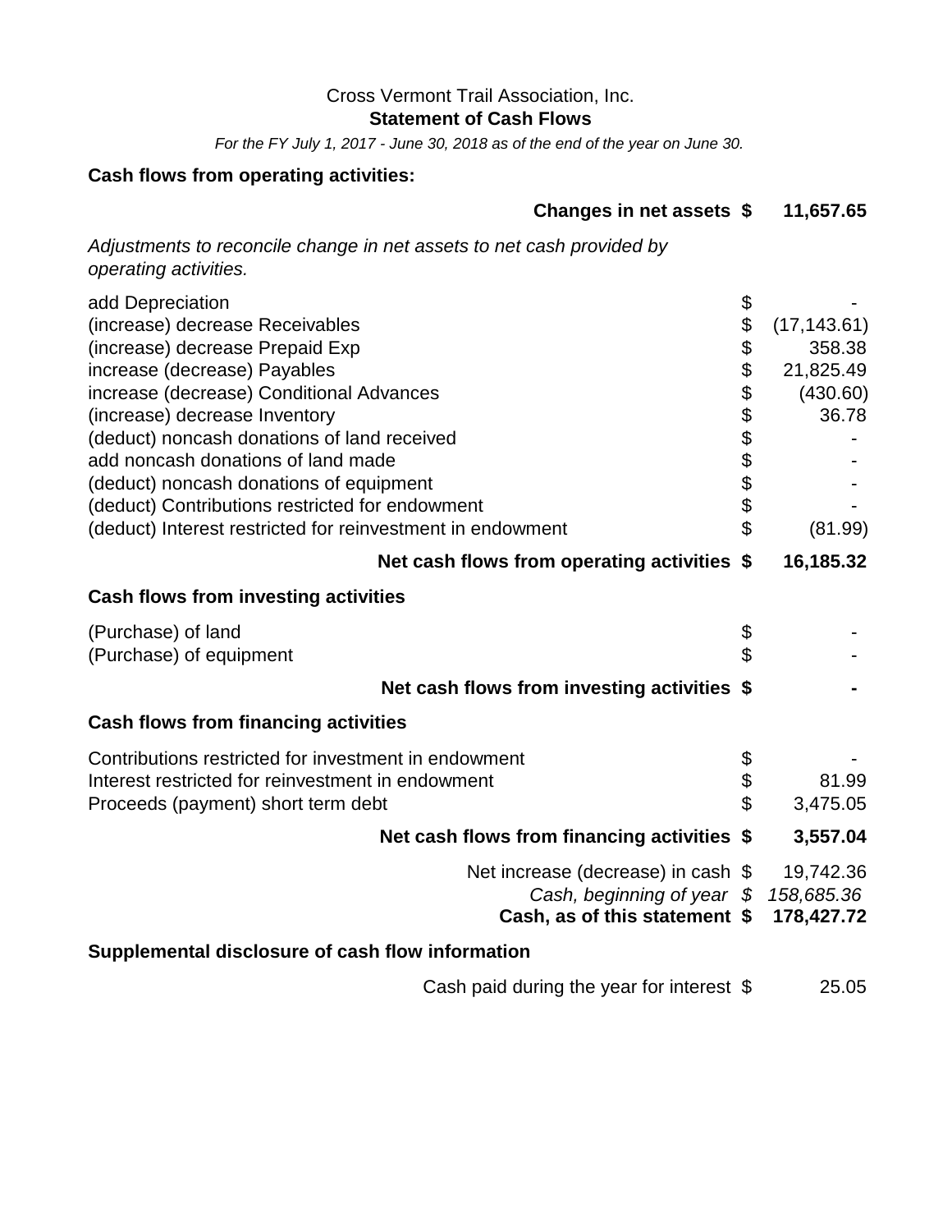Cross Vermont Trail Association, Inc.

**Statement of Cash Flows**

*For the FY July 1, 2017 - June 30, 2018 as of the end of the year on June 30.*

**Cash flows from operating activities:**

| | | |
|---|---|---|
| **Changes in net assets** | **$** | **11,657.65** |

*Adjustments to reconcile change in net assets to net cash provided by operating activities.*

| | | |
|---|---|---|
| add Depreciation | $ | - |
| (increase) decrease Receivables | $ | (17,143.61) |
| (increase) decrease Prepaid Exp | $ | 358.38 |
| increase (decrease) Payables | $ | 21,825.49 |
| increase (decrease) Conditional Advances | $ | (430.60) |
| (increase) decrease Inventory | $ | 36.78 |
| (deduct) noncash donations of land received | $ | - |
| add noncash donations of land made | $ | - |
| (deduct) noncash donations of equipment | $ | - |
| (deduct) Contributions restricted for endowment | $ | - |
| (deduct) Interest restricted for reinvestment in endowment | $ | (81.99) |
| **Net cash flows from operating activities** | **$** | **16,185.32** |

**Cash flows from investing activities**

| | | |
|---|---|---|
| (Purchase) of land | $ | - |
| (Purchase) of equipment | $ | - |
| **Net cash flows from investing activities** | **$** | **-** |

**Cash flows from financing activities**

| | | |
|---|---|---|
| Contributions restricted for investment in endowment | $ | - |
| Interest restricted for reinvestment in endowment | $ | 81.99 |
| Proceeds (payment) short term debt | $ | 3,475.05 |
| **Net cash flows from financing activities** | **$** | **3,557.04** |
| Net increase (decrease) in cash | $ | 19,742.36 |
| *Cash, beginning of year* | *$* | *158,685.36* |
| **Cash, as of this statement** | **$** | **178,427.72** |

**Supplemental disclosure of cash flow information**

| | | |
|---|---|---|
| Cash paid during the year for interest | $ | 25.05 |